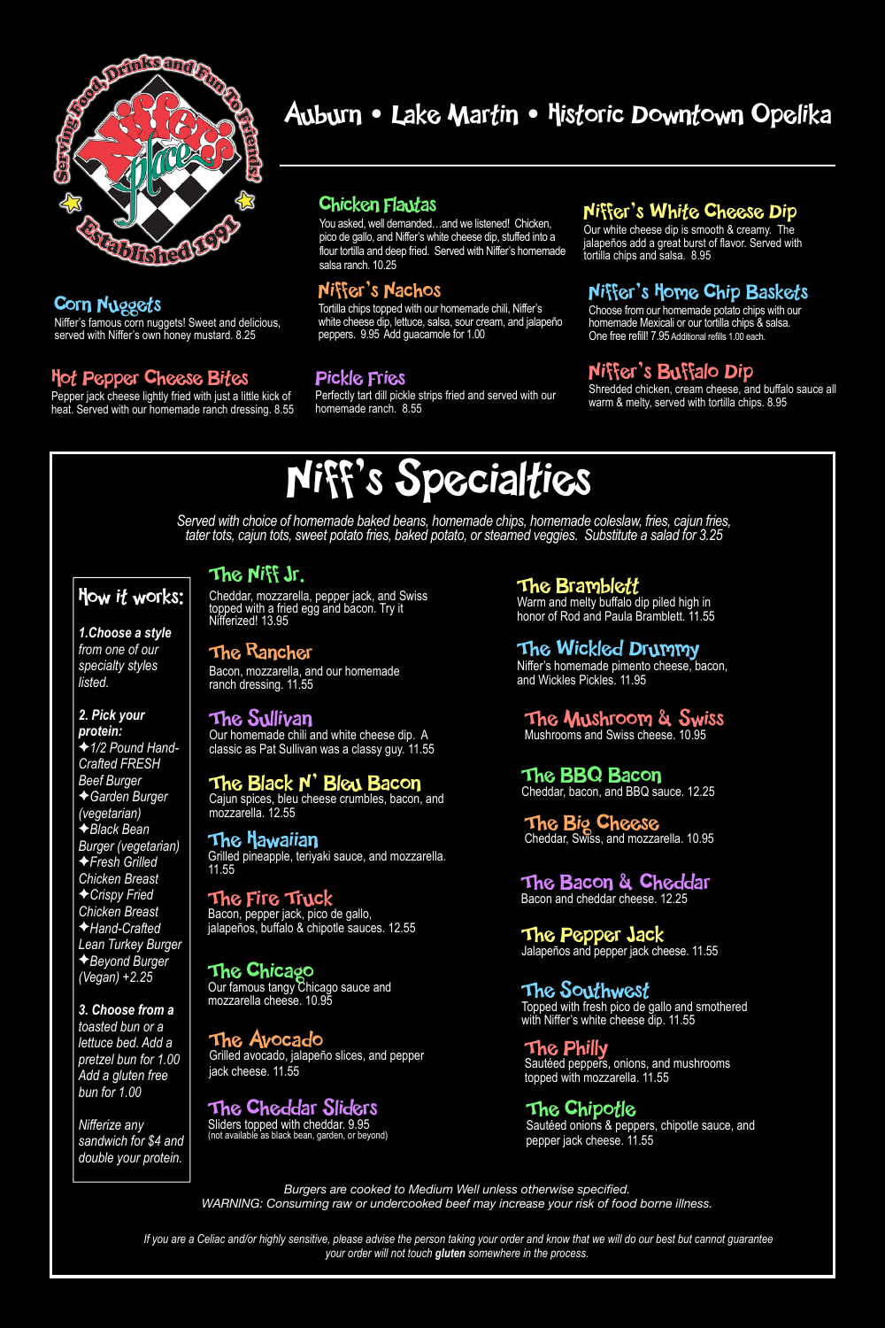Serving Food, Drinks and Fun To Friends!

Niffer's Place

Established 1991

# Auburn • Lake Martin • Historic Downtown Opelika

### Corn Nuggets
Niffer's famous corn nuggets! Sweet and delicious, served with Niffer's own honey mustard. 8.25

### Hot Pepper Cheese Bites
Pepper jack cheese lightly fried with just a little kick of heat. Served with our homemade ranch dressing. 8.55

### Chicken Flautas
You asked, well demanded…and we listened! Chicken, pico de gallo, and Niffer's white cheese dip, stuffed into a flour tortilla and deep fried. Served with Niffer's homemade salsa ranch. 10.25

### Niffer's Nachos
Tortilla chips topped with our homemade chili, Niffer's white cheese dip, lettuce, salsa, sour cream, and jalapeño peppers. 9.95 Add guacamole for 1.00

### Pickle Fries
Perfectly tart dill pickle strips fried and served with our homemade ranch. 8.55

### Niffer's White Cheese Dip
Our white cheese dip is smooth & creamy. The jalapeños add a great burst of flavor. Served with tortilla chips and salsa. 8.95

### Niffer's Home Chip Baskets
Choose from our homemade potato chips with our homemade Mexicali or our tortilla chips & salsa. One free refill! 7.95 Additional refills 1.00 each.

### Niffer's Buffalo Dip
Shredded chicken, cream cheese, and buffalo sauce all warm & melty, served with tortilla chips. 8.95

# Niff's Specialties

*Served with choice of homemade baked beans, homemade chips, homemade coleslaw, fries, cajun fries, tater tots, cajun tots, sweet potato fries, baked potato, or steamed veggies. Substitute a salad for 3.25*

## How it works:

***1.Choose a style*** *from one of our specialty styles listed.*

***2. Pick your protein:***
- *1/2 Pound Hand-Crafted FRESH Beef Burger*
- *Garden Burger (vegetarian)*
- *Black Bean Burger (vegetarian)*
- *Fresh Grilled Chicken Breast*
- *Crispy Fried Chicken Breast*
- *Hand-Crafted Lean Turkey Burger*
- *Beyond Burger (Vegan) +2.25*

***3. Choose from a*** *toasted bun or a lettuce bed. Add a pretzel bun for 1.00 Add a gluten free bun for 1.00*

*Nifferize any sandwich for $4 and double your protein.*

### The Niff Jr.
Cheddar, mozzarella, pepper jack, and Swiss topped with a fried egg and bacon. Try it Nifferized! 13.95

### The Rancher
Bacon, mozzarella, and our homemade ranch dressing. 11.55

### The Sullivan
Our homemade chili and white cheese dip. A classic as Pat Sullivan was a classy guy. 11.55

### The Black N' Bleu Bacon
Cajun spices, bleu cheese crumbles, bacon, and mozzarella. 12.55

### The Hawaiian
Grilled pineapple, teriyaki sauce, and mozzarella. 11.55

### The Fire Truck
Bacon, pepper jack, pico de gallo, jalapeños, buffalo & chipotle sauces. 12.55

### The Chicago
Our famous tangy Chicago sauce and mozzarella cheese. 10.95

### The Avocado
Grilled avocado, jalapeño slices, and pepper jack cheese. 11.55

### The Cheddar Sliders
Sliders topped with cheddar. 9.95
(not available as black bean, garden, or beyond)

### The Bramblett
Warm and melty buffalo dip piled high in honor of Rod and Paula Bramblett. 11.55

### The Wickled Drummy
Niffer's homemade pimento cheese, bacon, and Wickles Pickles. 11.95

### The Mushroom & Swiss
Mushrooms and Swiss cheese. 10.95

### The BBQ Bacon
Cheddar, bacon, and BBQ sauce. 12.25

### The Big Cheese
Cheddar, Swiss, and mozzarella. 10.95

### The Bacon & Cheddar
Bacon and cheddar cheese. 12.25

### The Pepper Jack
Jalapeños and pepper jack cheese. 11.55

### The Southwest
Topped with fresh pico de gallo and smothered with Niffer's white cheese dip. 11.55

### The Philly
Sautéed peppers, onions, and mushrooms topped with mozzarella. 11.55

### The Chipotle
Sautéed onions & peppers, chipotle sauce, and pepper jack cheese. 11.55

*Burgers are cooked to Medium Well unless otherwise specified.*
*WARNING: Consuming raw or undercooked beef may increase your risk of food borne illness.*

*If you are a Celiac and/or highly sensitive, please advise the person taking your order and know that we will do our best but cannot guarantee your order will not touch* ***gluten*** *somewhere in the process.*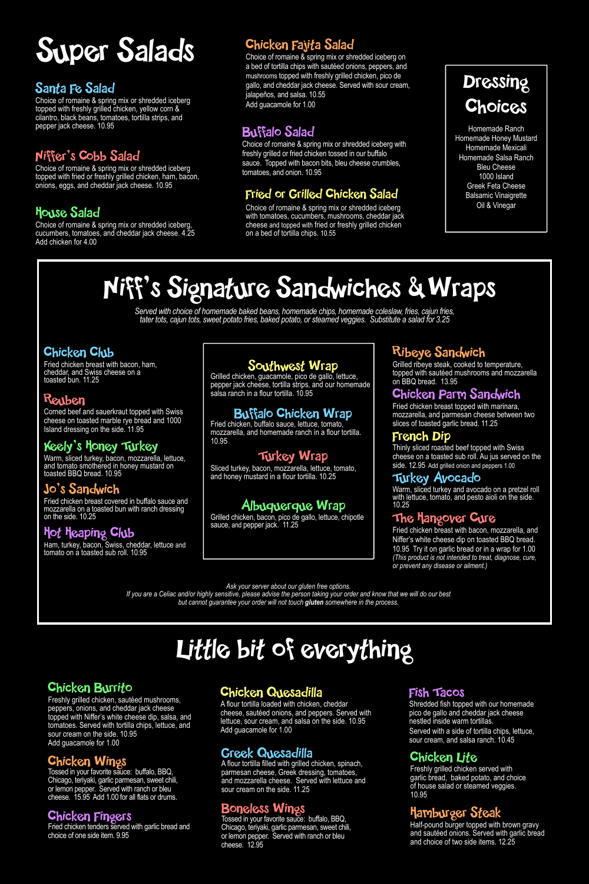# Super Salads

## Santa Fe Salad

Choice of romaine & spring mix or shredded iceberg topped with freshly grilled chicken, yellow corn & cilantro, black beans, tomatoes, tortilla strips, and pepper jack cheese. 10.95

## Niffer's Cobb Salad

Choice of romaine & spring mix or shredded iceberg topped with fried or freshly grilled chicken, ham, bacon, onions, eggs, and cheddar jack cheese. 10.95

## House Salad

Choice of romaine & spring mix or shredded iceberg, cucumbers, tomatoes, and cheddar jack cheese. 4.25
Add chicken for 4.00

## Chicken Fajita Salad

Choice of romaine & spring mix or shredded iceberg on a bed of tortilla chips with sautéed onions, peppers, and mushrooms topped with freshly grilled chicken, pico de gallo, and cheddar jack cheese. Served with sour cream, jalapeños, and salsa. 10.55
Add guacamole for 1.00

## Buffalo Salad

Choice of romaine & spring mix or shredded iceberg with freshly grilled or fried chicken tossed in our buffalo sauce. Topped with bacon bits, bleu cheese crumbles, tomatoes, and onion. 10.95

## Fried or Grilled Chicken Salad

Choice of romaine & spring mix or shredded iceberg with tomatoes, cucumbers, mushrooms, cheddar jack cheese and topped with fried or freshly grilled chicken on a bed of tortilla chips. 10.55

## Dressing Choices

Homemade Ranch
Homemade Honey Mustard
Homemade Mexicali
Homemade Salsa Ranch
Bleu Cheese
1000 Island
Greek Feta Cheese
Balsamic Vinaigrette
Oil & Vinegar

# Niff's Signature Sandwiches & Wraps

*Served with choice of homemade baked beans, homemade chips, homemade coleslaw, fries, cajun fries, tater tots, cajun tots, sweet potato fries, baked potato, or steamed veggies. Substitute a salad for 3.25*

## Chicken Club

Fried chicken breast with bacon, ham, cheddar, and Swiss cheese on a toasted bun. 11.25

## Reuben

Corned beef and sauerkraut topped with Swiss cheese on toasted marble rye bread and 1000 Island dressing on the side. 11.95

## Keely's Honey Turkey

Warm, sliced turkey, bacon, mozzarella, lettuce, and tomato smothered in honey mustard on toasted BBQ bread. 10.95

## Jo's Sandwich

Fried chicken breast covered in buffalo sauce and mozzarella on a toasted bun with ranch dressing on the side. 10.25

## Hot Heaping Club

Ham, turkey, bacon, Swiss, cheddar, lettuce and tomato on a toasted sub roll. 10.95

## Southwest Wrap

Grilled chicken, guacamole, pico de gallo, lettuce, pepper jack cheese, tortilla strips, and our homemade salsa ranch in a flour tortilla. 10.95

## Buffalo Chicken Wrap

Fried chicken, buffalo sauce, lettuce, tomato, mozzarella, and homemade ranch in a flour tortilla. 10.95

## Turkey Wrap

Sliced turkey, bacon, mozzarella, lettuce, tomato, and honey mustard in a flour tortilla. 10.25

## Albuquerque Wrap

Grilled chicken, bacon, pico de gallo, lettuce, chipotle sauce, and pepper jack. 11.25

## Ribeye Sandwich

Grilled ribeye steak, cooked to temperature, topped with sautéed mushrooms and mozzarella on BBQ bread. 13.95

## Chicken Parm Sandwich

Fried chicken breast topped with marinara, mozzarella, and parmesan cheese between two slices of toasted garlic bread. 11.25

## French Dip

Thinly sliced roasted beef topped with Swiss cheese on a toasted sub roll. Au jus served on the side. 12.95 Add grilled onion and peppers 1.00

## Turkey Avocado

Warm, sliced turkey and avocado on a pretzel roll with lettuce, tomato, and pesto aioli on the side. 10.25

## The Hangover Cure

Fried chicken breast with bacon, mozzarella, and Niffer's white cheese dip on toasted BBQ bread. 10.95 Try it on garlic bread or in a wrap for 1.00
*(This product is not intended to treat, diagnose, cure, or prevent any disease or ailment.)*

*Ask your server about our gluten free options.*
*If you are a Celiac and/or highly sensitive, please advise the person taking your order and know that we will do our best but cannot guarantee your order will not touch **gluten** somewhere in the process.*

# Little bit of everything

## Chicken Burrito

Freshly grilled chicken, sautéed mushrooms, peppers, onions, and cheddar jack cheese topped with Niffer's white cheese dip, salsa, and tomatoes. Served with tortilla chips, lettuce, and sour cream on the side. 10.95
Add guacamole for 1.00

## Chicken Wings

Tossed in your favorite sauce: buffalo, BBQ, Chicago, teriyaki, garlic parmesan, sweet chili, or lemon pepper. Served with ranch or bleu cheese. 15.95 Add 1.00 for all flats or drums.

## Chicken Fingers

Fried chicken tenders served with garlic bread and choice of one side item. 9.95

## Chicken Quesadilla

A flour tortilla loaded with chicken, cheddar cheese, sautéed onions, and peppers. Served with lettuce, sour cream, and salsa on the side. 10.95
Add guacamole for 1.00

## Greek Quesadilla

A flour tortilla filled with grilled chicken, spinach, parmesan cheese, Greek dressing, tomatoes, and mozzarella cheese. Served with lettuce and sour cream on the side. 11.25

## Boneless Wings

Tossed in your favorite sauce: buffalo, BBQ, Chicago, teriyaki, garlic parmesan, sweet chili, or lemon pepper. Served with ranch or bleu cheese. 12.95

## Fish Tacos

Shredded fish topped with our homemade pico de gallo and cheddar jack cheese nestled inside warm tortillas.
Served with a side of tortilla chips, lettuce, sour cream, and salsa ranch. 10.45

## Chicken Lite

Freshly grilled chicken served with garlic bread, baked potato, and choice of house salad or steamed veggies. 10.95

## Hamburger Steak

Half-pound burger topped with brown gravy and sautéed onions. Served with garlic bread and choice of two side items. 12.25